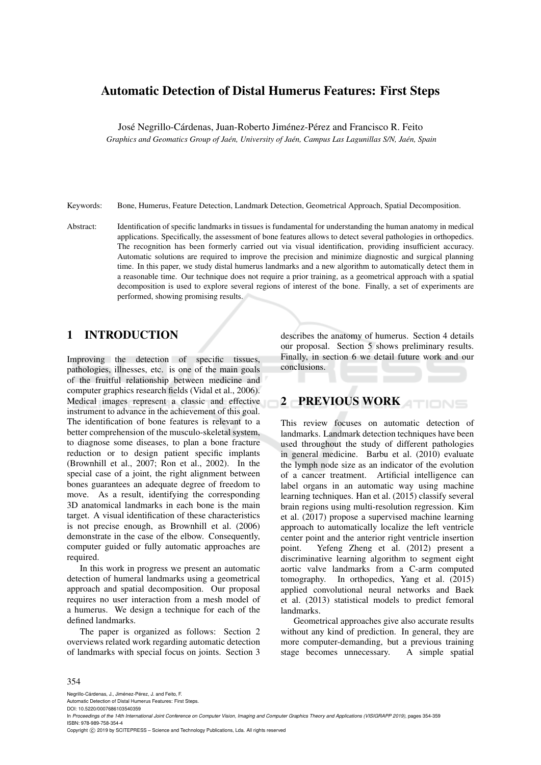# Automatic Detection of Distal Humerus Features: First Steps

José Negrillo-Cárdenas, Juan-Roberto Jiménez-Pérez and Francisco R. Feito

*Graphics and Geomatics Group of Jaén, University of Jaén, Campus Las Lagunillas S/N, Jaén, Spain*

Keywords: Bone, Humerus, Feature Detection, Landmark Detection, Geometrical Approach, Spatial Decomposition.

Abstract: Identification of specific landmarks in tissues is fundamental for understanding the human anatomy in medical applications. Specifically, the assessment of bone features allows to detect several pathologies in orthopedics. The recognition has been formerly carried out via visual identification, providing insufficient accuracy. Automatic solutions are required to improve the precision and minimize diagnostic and surgical planning time. In this paper, we study distal humerus landmarks and a new algorithm to automatically detect them in a reasonable time. Our technique does not require a prior training, as a geometrical approach with a spatial decomposition is used to explore several regions of interest of the bone. Finally, a set of experiments are performed, showing promising results.

## 1 INTRODUCTION

Improving the detection of specific tissues, pathologies, illnesses, etc. is one of the main goals of the fruitful relationship between medicine and computer graphics research fields (Vidal et al., 2006). Medical images represent a classic and effective instrument to advance in the achievement of this goal. The identification of bone features is relevant to a better comprehension of the musculo-skeletal system, to diagnose some diseases, to plan a bone fracture reduction or to design patient specific implants (Brownhill et al., 2007; Ron et al., 2002). In the special case of a joint, the right alignment between bones guarantees an adequate degree of freedom to move. As a result, identifying the corresponding 3D anatomical landmarks in each bone is the main target. A visual identification of these characteristics is not precise enough, as Brownhill et al. (2006) demonstrate in the case of the elbow. Consequently, computer guided or fully automatic approaches are required.

In this work in progress we present an automatic detection of humeral landmarks using a geometrical approach and spatial decomposition. Our proposal requires no user interaction from a mesh model of a humerus. We design a technique for each of the defined landmarks.

The paper is organized as follows: Section 2 overviews related work regarding automatic detection of landmarks with special focus on joints. Section 3 describes the anatomy of humerus. Section 4 details our proposal. Section 5 shows preliminary results. Finally, in section 6 we detail future work and our conclusions.

## 2 PREVIOUS WORK

This review focuses on automatic detection of landmarks. Landmark detection techniques have been used throughout the study of different pathologies in general medicine. Barbu et al. (2010) evaluate the lymph node size as an indicator of the evolution of a cancer treatment. Artificial intelligence can label organs in an automatic way using machine learning techniques. Han et al. (2015) classify several brain regions using multi-resolution regression. Kim et al. (2017) propose a supervised machine learning approach to automatically localize the left ventricle center point and the anterior right ventricle insertion point. Yefeng Zheng et al. (2012) present a discriminative learning algorithm to segment eight aortic valve landmarks from a C-arm computed tomography. In orthopedics, Yang et al. (2015) applied convolutional neural networks and Baek et al. (2013) statistical models to predict femoral landmarks.

Geometrical approaches give also accurate results without any kind of prediction. In general, they are more computer-demanding, but a previous training stage becomes unnecessary. A simple spatial

Negrillo-Cárdenas, J., Jiménez-Pérez, J. and Feito, F.
Automatic Detection of Distal Humerus Features: First Steps.
DOI: 10.5220/0007686103540359
In *Proceedings of the 14th International Joint Conference on Computer Vision, Imaging and Computer Graphics Theory and Applications (VISIGRAPP 2019)*, pages 354-359
ISBN: 978-989-758-354-4
Copyright © 2019 by SCITEPRESS – Science and Technology Publications, Lda. All rights reserved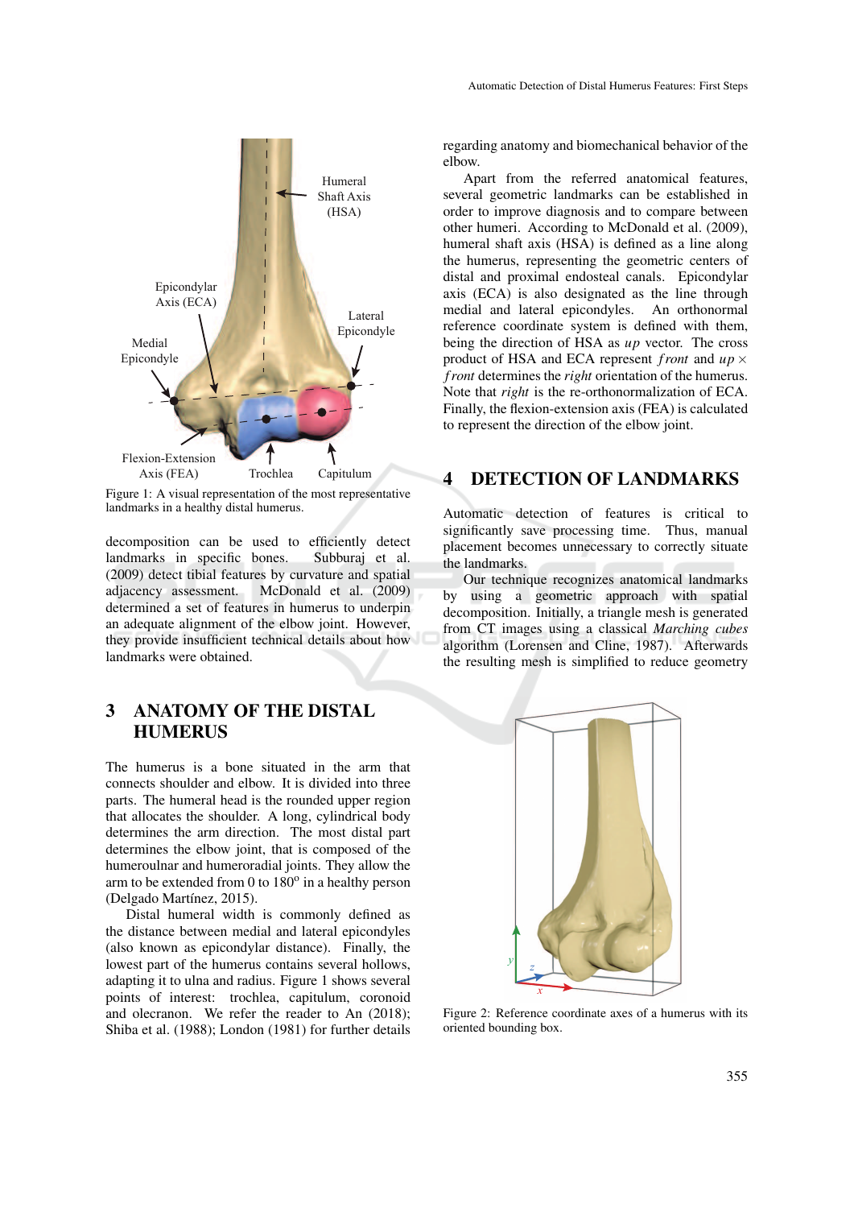Figure 1: A visual representation of the most representative landmarks in a healthy distal humerus.

decomposition can be used to efficiently detect landmarks in specific bones. Subburaj et al. (2009) detect tibial features by curvature and spatial adjacency assessment. McDonald et al. (2009) determined a set of features in humerus to underpin an adequate alignment of the elbow joint. However, they provide insufficient technical details about how landmarks were obtained.

## 3 ANATOMY OF THE DISTAL HUMERUS

The humerus is a bone situated in the arm that connects shoulder and elbow. It is divided into three parts. The humeral head is the rounded upper region that allocates the shoulder. A long, cylindrical body determines the arm direction. The most distal part determines the elbow joint, that is composed of the humeroulnar and humeroradial joints. They allow the arm to be extended from 0 to 180º in a healthy person (Delgado Martínez, 2015).

Distal humeral width is commonly defined as the distance between medial and lateral epicondyles (also known as epicondylar distance). Finally, the lowest part of the humerus contains several hollows, adapting it to ulna and radius. Figure 1 shows several points of interest: trochlea, capitulum, coronoid and olecranon. We refer the reader to An (2018); Shiba et al. (1988); London (1981) for further details regarding anatomy and biomechanical behavior of the elbow.

Apart from the referred anatomical features, several geometric landmarks can be established in order to improve diagnosis and to compare between other humeri. According to McDonald et al. (2009), humeral shaft axis (HSA) is defined as a line along the humerus, representing the geometric centers of distal and proximal endosteal canals. Epicondylar axis (ECA) is also designated as the line through medial and lateral epicondyles. An orthonormal reference coordinate system is defined with them, being the direction of HSA as *up* vector. The cross product of HSA and ECA represent $front$ and $up \times front$ determines the *right* orientation of the humerus. Note that *right* is the re-orthonormalization of ECA. Finally, the flexion-extension axis (FEA) is calculated to represent the direction of the elbow joint.

## 4 DETECTION OF LANDMARKS

Automatic detection of features is critical to significantly save processing time. Thus, manual placement becomes unnecessary to correctly situate the landmarks.

Our technique recognizes anatomical landmarks by using a geometric approach with spatial decomposition. Initially, a triangle mesh is generated from CT images using a classical *Marching cubes* algorithm (Lorensen and Cline, 1987). Afterwards the resulting mesh is simplified to reduce geometry

Figure 2: Reference coordinate axes of a humerus with its oriented bounding box.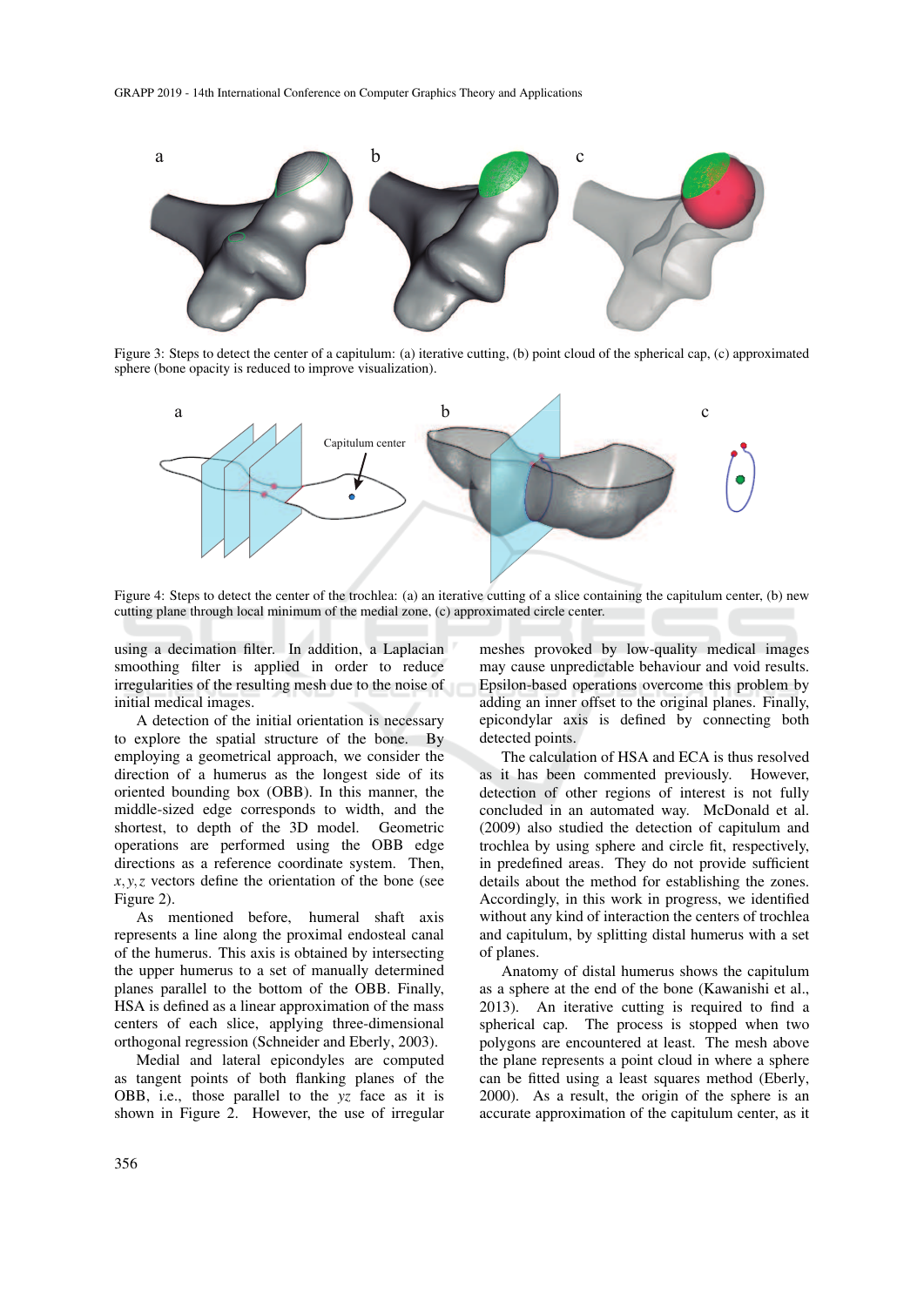Figure 3: Steps to detect the center of a capitulum: (a) iterative cutting, (b) point cloud of the spherical cap, (c) approximated sphere (bone opacity is reduced to improve visualization).

Figure 4: Steps to detect the center of the trochlea: (a) an iterative cutting of a slice containing the capitulum center, (b) new cutting plane through local minimum of the medial zone, (c) approximated circle center.

using a decimation filter. In addition, a Laplacian smoothing filter is applied in order to reduce irregularities of the resulting mesh due to the noise of initial medical images.

A detection of the initial orientation is necessary to explore the spatial structure of the bone. By employing a geometrical approach, we consider the direction of a humerus as the longest side of its oriented bounding box (OBB). In this manner, the middle-sized edge corresponds to width, and the shortest, to depth of the 3D model. Geometric operations are performed using the OBB edge directions as a reference coordinate system. Then, $x, y, z$ vectors define the orientation of the bone (see Figure 2).

As mentioned before, humeral shaft axis represents a line along the proximal endosteal canal of the humerus. This axis is obtained by intersecting the upper humerus to a set of manually determined planes parallel to the bottom of the OBB. Finally, HSA is defined as a linear approximation of the mass centers of each slice, applying three-dimensional orthogonal regression (Schneider and Eberly, 2003).

Medial and lateral epicondyles are computed as tangent points of both flanking planes of the OBB, i.e., those parallel to the $yz$ face as it is shown in Figure 2. However, the use of irregular meshes provoked by low-quality medical images may cause unpredictable behaviour and void results. Epsilon-based operations overcome this problem by adding an inner offset to the original planes. Finally, epicondylar axis is defined by connecting both detected points.

The calculation of HSA and ECA is thus resolved as it has been commented previously. However, detection of other regions of interest is not fully concluded in an automated way. McDonald et al. (2009) also studied the detection of capitulum and trochlea by using sphere and circle fit, respectively, in predefined areas. They do not provide sufficient details about the method for establishing the zones. Accordingly, in this work in progress, we identified without any kind of interaction the centers of trochlea and capitulum, by splitting distal humerus with a set of planes.

Anatomy of distal humerus shows the capitulum as a sphere at the end of the bone (Kawanishi et al., 2013). An iterative cutting is required to find a spherical cap. The process is stopped when two polygons are encountered at least. The mesh above the plane represents a point cloud in where a sphere can be fitted using a least squares method (Eberly, 2000). As a result, the origin of the sphere is an accurate approximation of the capitulum center, as it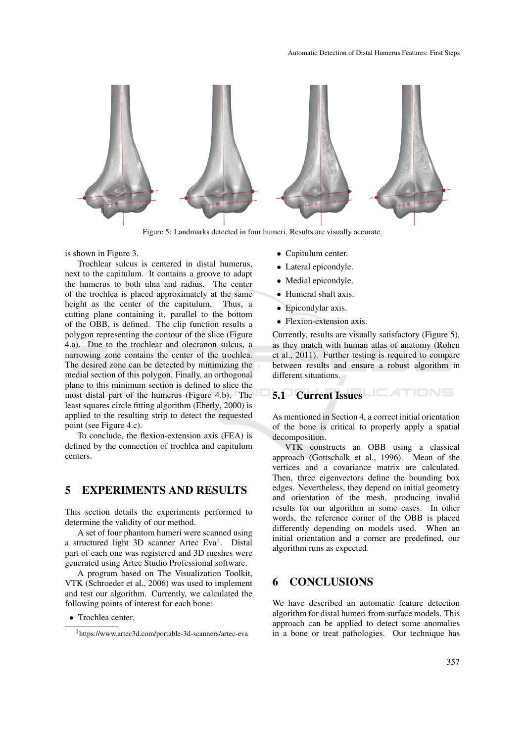Figure 5: Landmarks detected in four humeri. Results are visually accurate.

is shown in Figure 3.

Trochlear sulcus is centered in distal humerus, next to the capitulum. It contains a groove to adapt the humerus to both ulna and radius. The center of the trochlea is placed approximately at the same height as the center of the capitulum. Thus, a cutting plane containing it, parallel to the bottom of the OBB, is defined. The clip function results a polygon representing the contour of the slice (Figure 4.a). Due to the trochlear and olecranon sulcus, a narrowing zone contains the center of the trochlea. The desired zone can be detected by minimizing the medial section of this polygon. Finally, an orthogonal plane to this minimum section is defined to slice the most distal part of the humerus (Figure 4.b). The least squares circle fitting algorithm (Eberly, 2000) is applied to the resulting strip to detect the requested point (see Figure 4.c).

To conclude, the flexion-extension axis (FEA) is defined by the connection of trochlea and capitulum centers.

# 5 EXPERIMENTS AND RESULTS

This section details the experiments performed to determine the validity of our method.

A set of four phantom humeri were scanned using a structured light 3D scanner Artec Eva[1]. Distal part of each one was registered and 3D meshes were generated using Artec Studio Professional software.

A program based on The Visualization Toolkit, VTK (Schroeder et al., 2006) was used to implement and test our algorithm. Currently, we calculated the following points of interest for each bone:

- Trochlea center.
- Capitulum center.
- Lateral epicondyle.
- Medial epicondyle.
- Humeral shaft axis.
- Epicondylar axis.
- Flexion-extension axis.

Currently, results are visually satisfactory (Figure 5), as they match with human atlas of anatomy (Rohen et al., 2011). Further testing is required to compare between results and ensure a robust algorithm in different situations.

## 5.1 Current Issues

As mentioned in Section 4, a correct initial orientation of the bone is critical to properly apply a spatial decomposition.

VTK constructs an OBB using a classical approach (Gottschalk et al., 1996). Mean of the vertices and a covariance matrix are calculated. Then, three eigenvectors define the bounding box edges. Nevertheless, they depend on initial geometry and orientation of the mesh, producing invalid results for our algorithm in some cases. In other words, the reference corner of the OBB is placed differently depending on models used. When an initial orientation and a corner are predefined, our algorithm runs as expected.

# 6 CONCLUSIONS

We have described an automatic feature detection algorithm for distal humeri from surface models. This approach can be applied to detect some anomalies in a bone or treat pathologies. Our technique has

[1] https://www.artec3d.com/portable-3d-scanners/artec-eva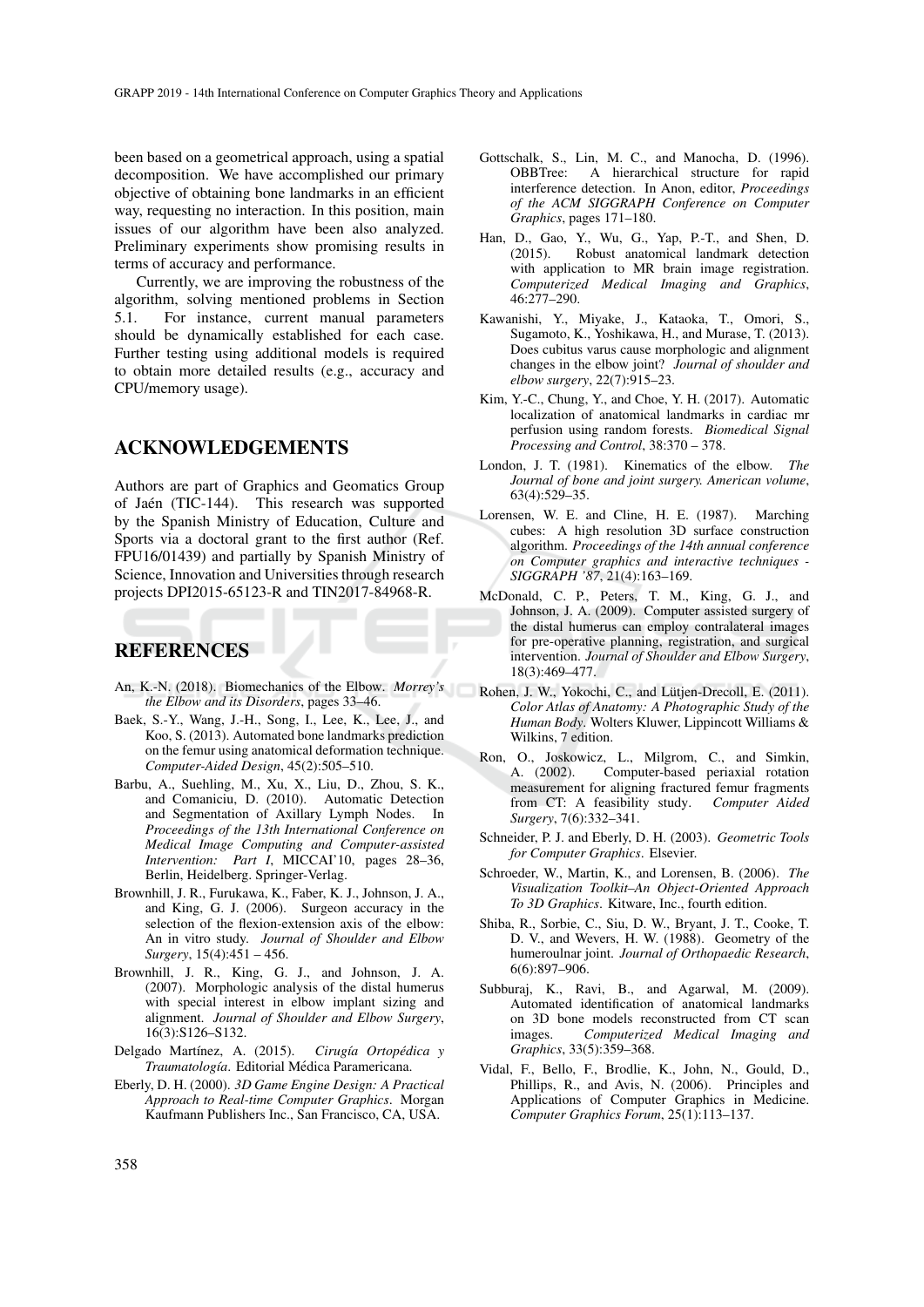been based on a geometrical approach, using a spatial decomposition. We have accomplished our primary objective of obtaining bone landmarks in an efficient way, requesting no interaction. In this position, main issues of our algorithm have been also analyzed. Preliminary experiments show promising results in terms of accuracy and performance.

Currently, we are improving the robustness of the algorithm, solving mentioned problems in Section 5.1. For instance, current manual parameters should be dynamically established for each case. Further testing using additional models is required to obtain more detailed results (e.g., accuracy and CPU/memory usage).

## ACKNOWLEDGEMENTS

Authors are part of Graphics and Geomatics Group of Jaén (TIC-144). This research was supported by the Spanish Ministry of Education, Culture and Sports via a doctoral grant to the first author (Ref. FPU16/01439) and partially by Spanish Ministry of Science, Innovation and Universities through research projects DPI2015-65123-R and TIN2017-84968-R.

## REFERENCES

An, K.-N. (2018). Biomechanics of the Elbow. *Morrey's the Elbow and its Disorders*, pages 33–46.

Baek, S.-Y., Wang, J.-H., Song, I., Lee, K., Lee, J., and Koo, S. (2013). Automated bone landmarks prediction on the femur using anatomical deformation technique. *Computer-Aided Design*, 45(2):505–510.

Barbu, A., Suehling, M., Xu, X., Liu, D., Zhou, S. K., and Comaniciu, D. (2010). Automatic Detection and Segmentation of Axillary Lymph Nodes. In *Proceedings of the 13th International Conference on Medical Image Computing and Computer-assisted Intervention: Part I*, MICCAI'10, pages 28–36, Berlin, Heidelberg. Springer-Verlag.

Brownhill, J. R., Furukawa, K., Faber, K. J., Johnson, J. A., and King, G. J. (2006). Surgeon accuracy in the selection of the flexion-extension axis of the elbow: An in vitro study. *Journal of Shoulder and Elbow Surgery*, 15(4):451 – 456.

Brownhill, J. R., King, G. J., and Johnson, J. A. (2007). Morphologic analysis of the distal humerus with special interest in elbow implant sizing and alignment. *Journal of Shoulder and Elbow Surgery*, 16(3):S126–S132.

Delgado Martínez, A. (2015). *Cirugía Ortopédica y Traumatología*. Editorial Médica Paramericana.

Eberly, D. H. (2000). *3D Game Engine Design: A Practical Approach to Real-time Computer Graphics*. Morgan Kaufmann Publishers Inc., San Francisco, CA, USA.

Gottschalk, S., Lin, M. C., and Manocha, D. (1996). OBBTree: A hierarchical structure for rapid interference detection. In Anon, editor, *Proceedings of the ACM SIGGRAPH Conference on Computer Graphics*, pages 171–180.

Han, D., Gao, Y., Wu, G., Yap, P.-T., and Shen, D. (2015). Robust anatomical landmark detection with application to MR brain image registration. *Computerized Medical Imaging and Graphics*, 46:277–290.

Kawanishi, Y., Miyake, J., Kataoka, T., Omori, S., Sugamoto, K., Yoshikawa, H., and Murase, T. (2013). Does cubitus varus cause morphologic and alignment changes in the elbow joint? *Journal of shoulder and elbow surgery*, 22(7):915–23.

Kim, Y.-C., Chung, Y., and Choe, Y. H. (2017). Automatic localization of anatomical landmarks in cardiac mr perfusion using random forests. *Biomedical Signal Processing and Control*, 38:370 – 378.

London, J. T. (1981). Kinematics of the elbow. *The Journal of bone and joint surgery. American volume*, 63(4):529–35.

Lorensen, W. E. and Cline, H. E. (1987). Marching cubes: A high resolution 3D surface construction algorithm. *Proceedings of the 14th annual conference on Computer graphics and interactive techniques - SIGGRAPH '87*, 21(4):163–169.

McDonald, C. P., Peters, T. M., King, G. J., and Johnson, J. A. (2009). Computer assisted surgery of the distal humerus can employ contralateral images for pre-operative planning, registration, and surgical intervention. *Journal of Shoulder and Elbow Surgery*, 18(3):469–477.

Rohen, J. W., Yokochi, C., and Lütjen-Drecoll, E. (2011). *Color Atlas of Anatomy: A Photographic Study of the Human Body*. Wolters Kluwer, Lippincott Williams & Wilkins, 7 edition.

Ron, O., Joskowicz, L., Milgrom, C., and Simkin, A. (2002). Computer-based periaxial rotation measurement for aligning fractured femur fragments from CT: A feasibility study. *Computer Aided Surgery*, 7(6):332–341.

Schneider, P. J. and Eberly, D. H. (2003). *Geometric Tools for Computer Graphics*. Elsevier.

Schroeder, W., Martin, K., and Lorensen, B. (2006). *The Visualization Toolkit–An Object-Oriented Approach To 3D Graphics*. Kitware, Inc., fourth edition.

Shiba, R., Sorbie, C., Siu, D. W., Bryant, J. T., Cooke, T. D. V., and Wevers, H. W. (1988). Geometry of the humeroulnar joint. *Journal of Orthopaedic Research*, 6(6):897–906.

Subburaj, K., Ravi, B., and Agarwal, M. (2009). Automated identification of anatomical landmarks on 3D bone models reconstructed from CT scan images. *Computerized Medical Imaging and Graphics*, 33(5):359–368.

Vidal, F., Bello, F., Brodlie, K., John, N., Gould, D., Phillips, R., and Avis, N. (2006). Principles and Applications of Computer Graphics in Medicine. *Computer Graphics Forum*, 25(1):113–137.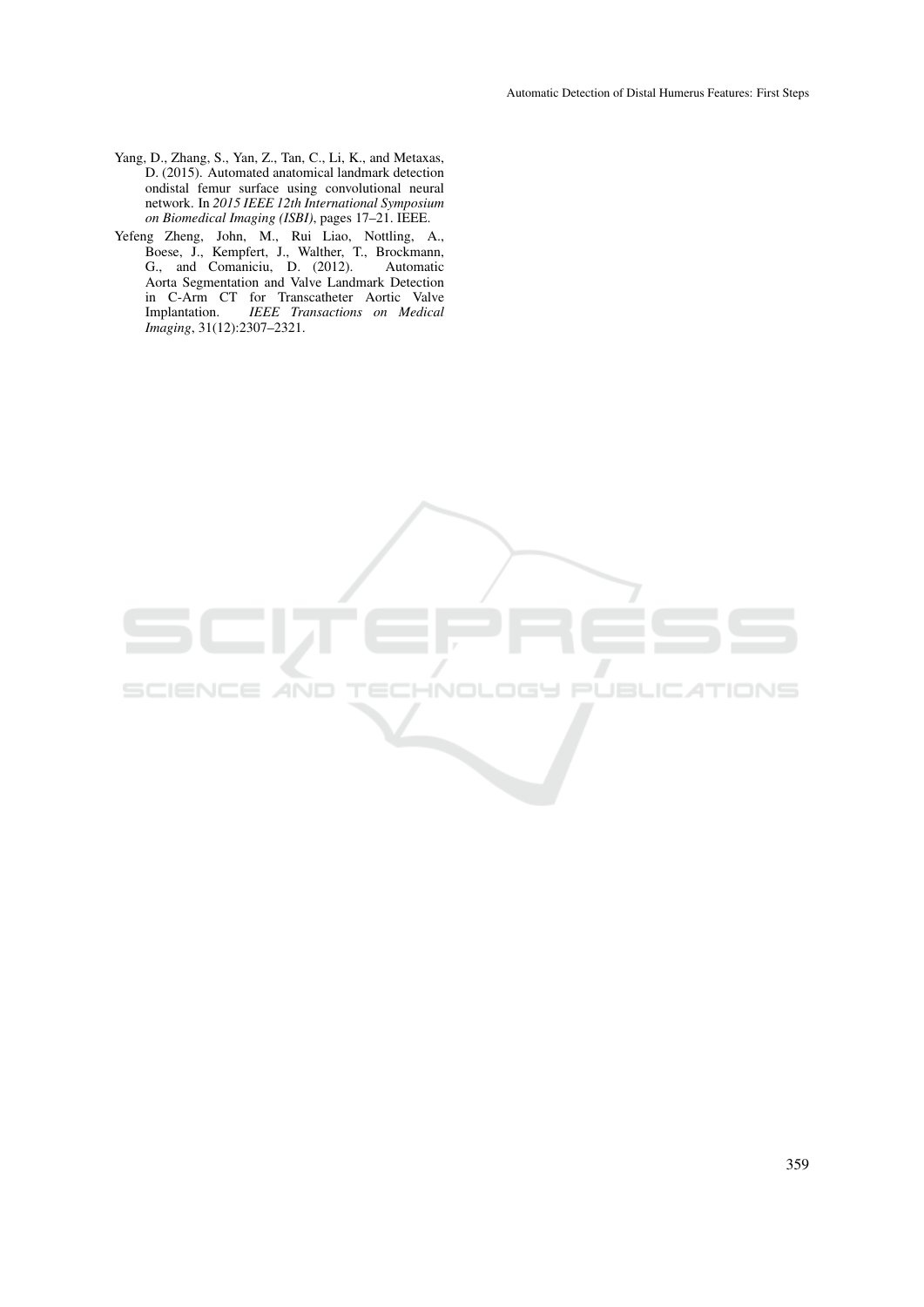Yang, D., Zhang, S., Yan, Z., Tan, C., Li, K., and Metaxas, D. (2015). Automated anatomical landmark detection ondistal femur surface using convolutional neural network. In *2015 IEEE 12th International Symposium on Biomedical Imaging (ISBI)*, pages 17–21. IEEE.

Yefeng Zheng, John, M., Rui Liao, Nottling, A., Boese, J., Kempfert, J., Walther, T., Brockmann, G., and Comaniciu, D. (2012). Automatic Aorta Segmentation and Valve Landmark Detection in C-Arm CT for Transcatheter Aortic Valve Implantation. *IEEE Transactions on Medical Imaging*, 31(12):2307–2321.